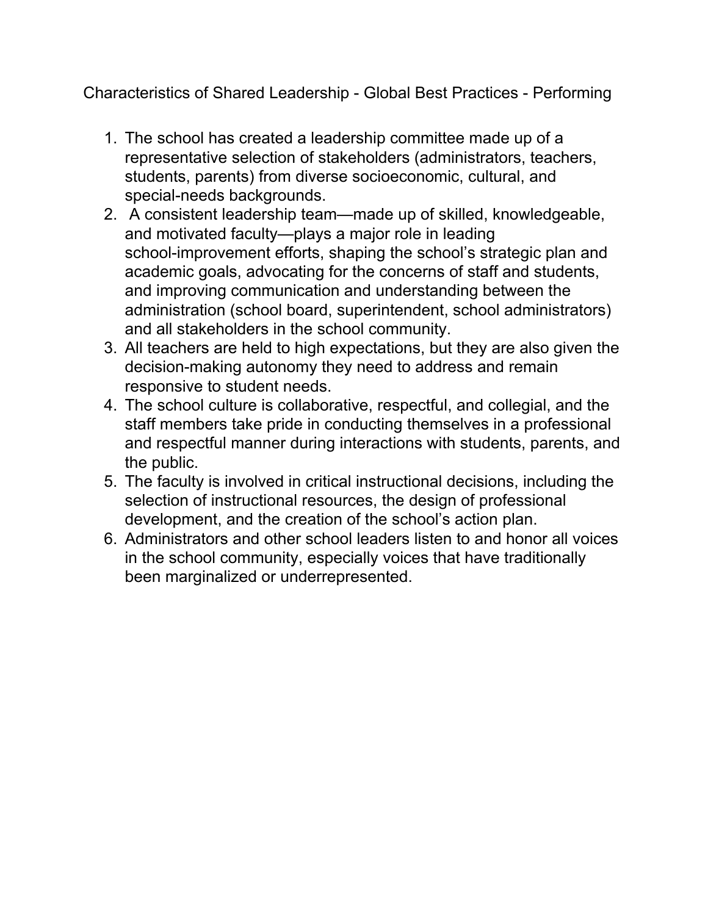# Characteristics of Shared Leadership - Global Best Practices - Performing

1. The school has created a leadership committee made up of a representative selection of stakeholders (administrators, teachers, students, parents) from diverse socioeconomic, cultural, and special-needs backgrounds.
2. A consistent leadership team—made up of skilled, knowledgeable, and motivated faculty—plays a major role in leading school-improvement efforts, shaping the school's strategic plan and academic goals, advocating for the concerns of staff and students, and improving communication and understanding between the administration (school board, superintendent, school administrators) and all stakeholders in the school community.
3. All teachers are held to high expectations, but they are also given the decision-making autonomy they need to address and remain responsive to student needs.
4. The school culture is collaborative, respectful, and collegial, and the staff members take pride in conducting themselves in a professional and respectful manner during interactions with students, parents, and the public.
5. The faculty is involved in critical instructional decisions, including the selection of instructional resources, the design of professional development, and the creation of the school's action plan.
6. Administrators and other school leaders listen to and honor all voices in the school community, especially voices that have traditionally been marginalized or underrepresented.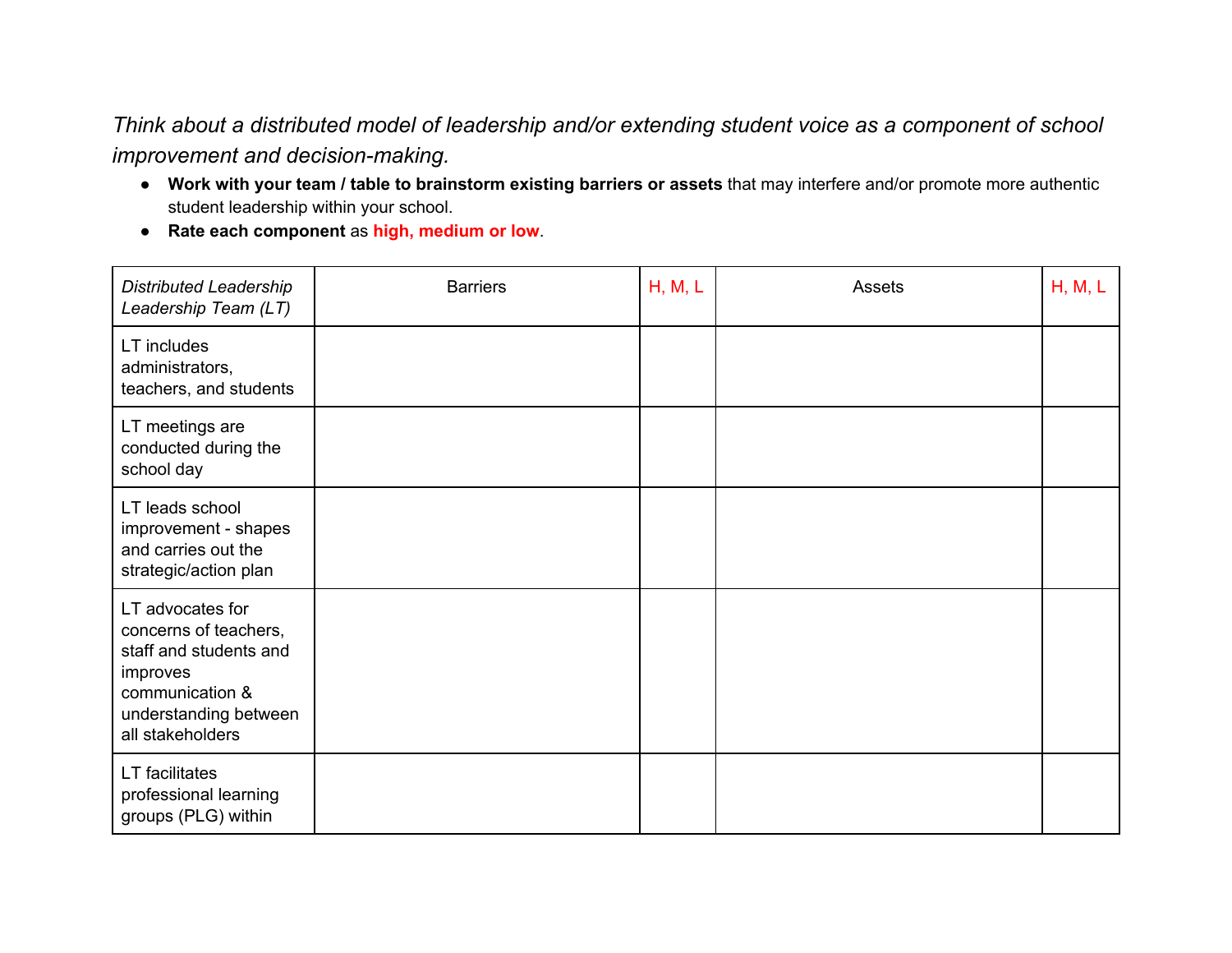*Think about a distributed model of leadership and/or extending student voice as a component of school improvement and decision-making.*

- **Work with your team / table to brainstorm existing barriers or assets** that may interfere and/or promote more authentic student leadership within your school.
- **Rate each component** as **high, medium or low**.

| *Distributed Leadership Leadership Team (LT)* | Barriers | H, M, L | Assets | H, M, L |
|---|---|---|---|---|
| LT includes administrators, teachers, and students | | | | |
| LT meetings are conducted during the school day | | | | |
| LT leads school improvement - shapes and carries out the strategic/action plan | | | | |
| LT advocates for concerns of teachers, staff and students and improves communication & understanding between all stakeholders | | | | |
| LT facilitates professional learning groups (PLG) within | | | | |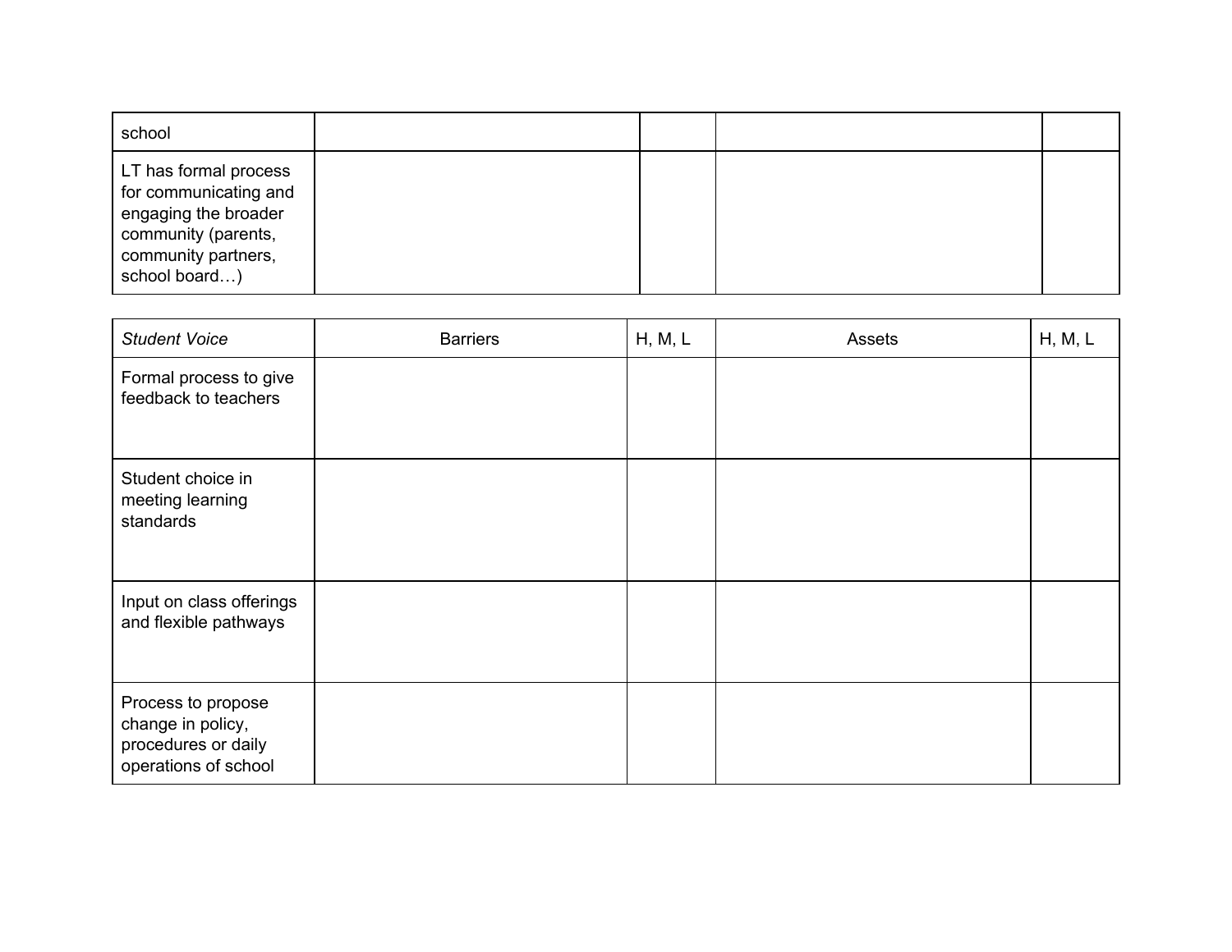| | | | | |
|---|---|---|---|---|
| school | | | | |
| LT has formal process for communicating and engaging the broader community (parents, community partners, school board…) | | | | |

| *Student Voice* | Barriers | H, M, L | Assets | H, M, L |
|---|---|---|---|---|
| Formal process to give feedback to teachers | | | | |
| Student choice in meeting learning standards | | | | |
| Input on class offerings and flexible pathways | | | | |
| Process to propose change in policy, procedures or daily operations of school | | | | |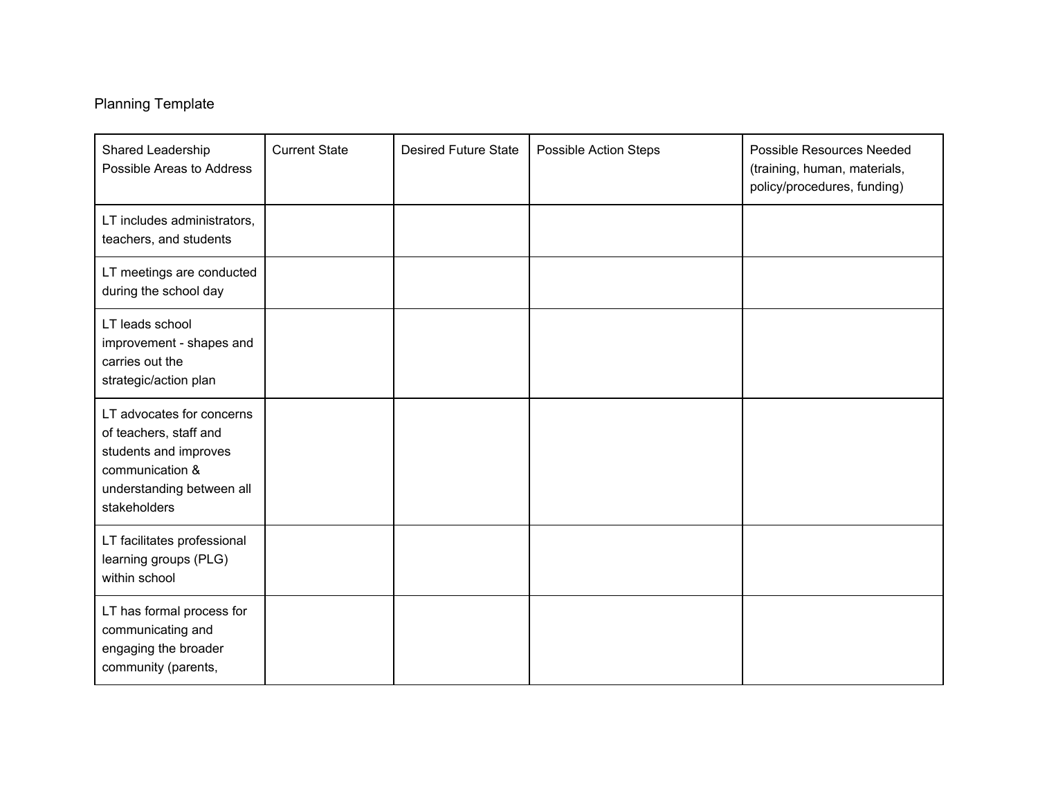Planning Template

| Shared Leadership Possible Areas to Address | Current State | Desired Future State | Possible Action Steps | Possible Resources Needed (training, human, materials, policy/procedures, funding) |
| --- | --- | --- | --- | --- |
| LT includes administrators, teachers, and students | | | | |
| LT meetings are conducted during the school day | | | | |
| LT leads school improvement - shapes and carries out the strategic/action plan | | | | |
| LT advocates for concerns of teachers, staff and students and improves communication & understanding between all stakeholders | | | | |
| LT facilitates professional learning groups (PLG) within school | | | | |
| LT has formal process for communicating and engaging the broader community (parents, | | | | |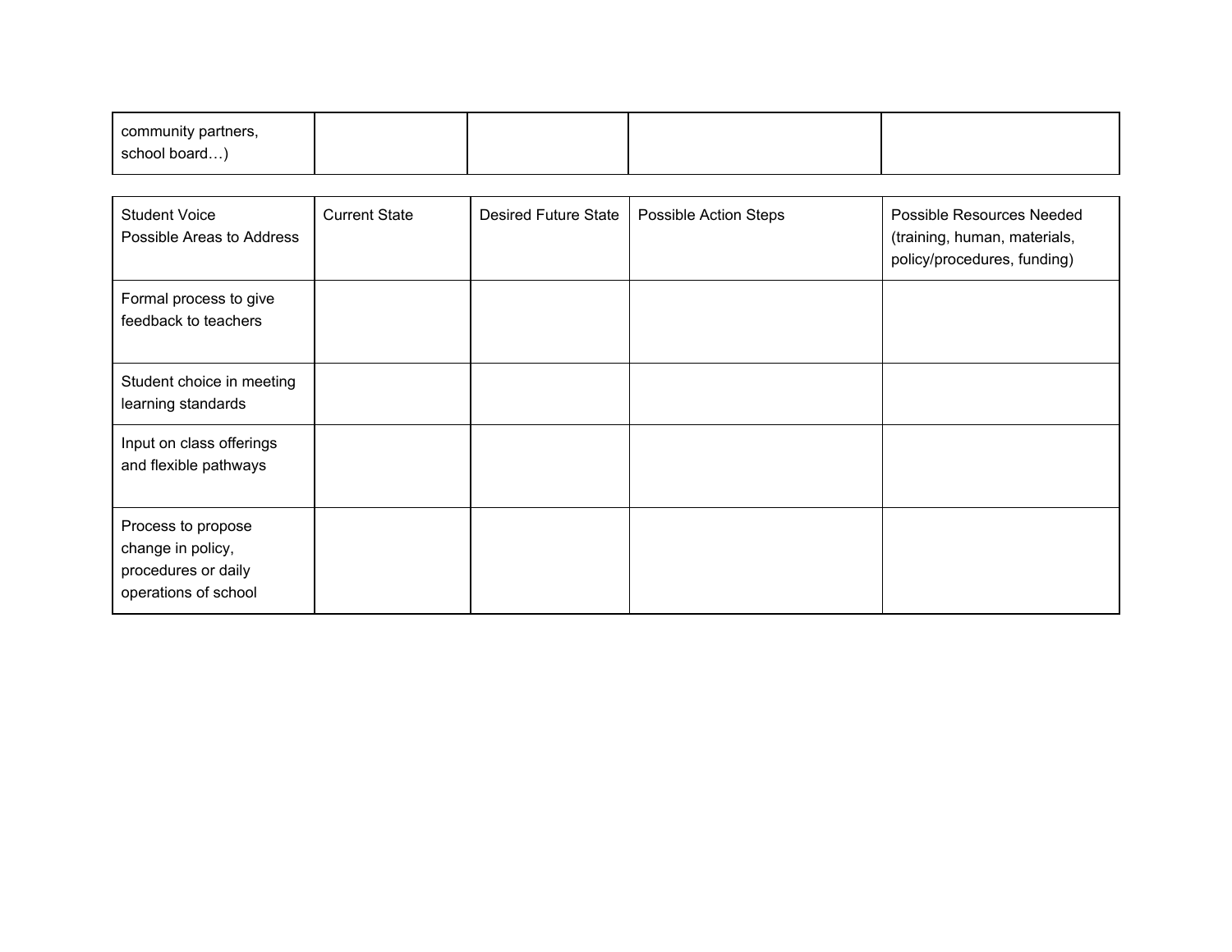| | | | | |
|---|---|---|---|---|
| community partners, school board…) | | | | |

| Student Voice<br>Possible Areas to Address | Current State | Desired Future State | Possible Action Steps | Possible Resources Needed (training, human, materials, policy/procedures, funding) |
|---|---|---|---|---|
| Formal process to give feedback to teachers | | | | |
| Student choice in meeting learning standards | | | | |
| Input on class offerings and flexible pathways | | | | |
| Process to propose change in policy, procedures or daily operations of school | | | | |